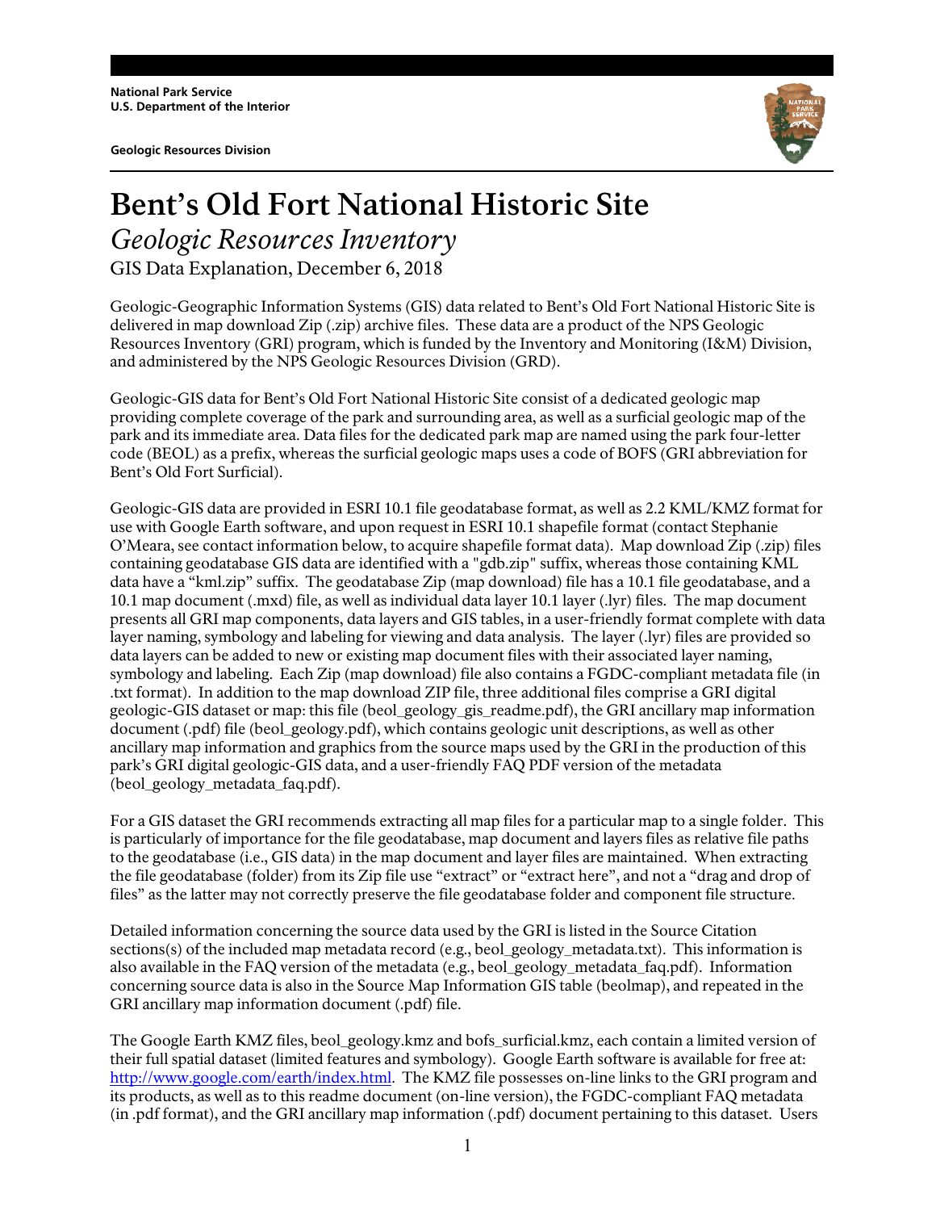**National Park Service**
**U.S. Department of the Interior**

**Geologic Resources Division**

# Bent's Old Fort National Historic Site

## *Geologic Resources Inventory*

GIS Data Explanation, December 6, 2018

Geologic-Geographic Information Systems (GIS) data related to Bent's Old Fort National Historic Site is delivered in map download Zip (.zip) archive files. These data are a product of the NPS Geologic Resources Inventory (GRI) program, which is funded by the Inventory and Monitoring (I&M) Division, and administered by the NPS Geologic Resources Division (GRD).

Geologic-GIS data for Bent's Old Fort National Historic Site consist of a dedicated geologic map providing complete coverage of the park and surrounding area, as well as a surficial geologic map of the park and its immediate area. Data files for the dedicated park map are named using the park four-letter code (BEOL) as a prefix, whereas the surficial geologic maps uses a code of BOFS (GRI abbreviation for Bent's Old Fort Surficial).

Geologic-GIS data are provided in ESRI 10.1 file geodatabase format, as well as 2.2 KML/KMZ format for use with Google Earth software, and upon request in ESRI 10.1 shapefile format (contact Stephanie O'Meara, see contact information below, to acquire shapefile format data). Map download Zip (.zip) files containing geodatabase GIS data are identified with a "gdb.zip" suffix, whereas those containing KML data have a "kml.zip" suffix. The geodatabase Zip (map download) file has a 10.1 file geodatabase, and a 10.1 map document (.mxd) file, as well as individual data layer 10.1 layer (.lyr) files. The map document presents all GRI map components, data layers and GIS tables, in a user-friendly format complete with data layer naming, symbology and labeling for viewing and data analysis. The layer (.lyr) files are provided so data layers can be added to new or existing map document files with their associated layer naming, symbology and labeling. Each Zip (map download) file also contains a FGDC-compliant metadata file (in .txt format). In addition to the map download ZIP file, three additional files comprise a GRI digital geologic-GIS dataset or map: this file (beol_geology_gis_readme.pdf), the GRI ancillary map information document (.pdf) file (beol_geology.pdf), which contains geologic unit descriptions, as well as other ancillary map information and graphics from the source maps used by the GRI in the production of this park's GRI digital geologic-GIS data, and a user-friendly FAQ PDF version of the metadata (beol_geology_metadata_faq.pdf).

For a GIS dataset the GRI recommends extracting all map files for a particular map to a single folder. This is particularly of importance for the file geodatabase, map document and layers files as relative file paths to the geodatabase (i.e., GIS data) in the map document and layer files are maintained. When extracting the file geodatabase (folder) from its Zip file use "extract" or "extract here", and not a "drag and drop of files" as the latter may not correctly preserve the file geodatabase folder and component file structure.

Detailed information concerning the source data used by the GRI is listed in the Source Citation sections(s) of the included map metadata record (e.g., beol_geology_metadata.txt). This information is also available in the FAQ version of the metadata (e.g., beol_geology_metadata_faq.pdf). Information concerning source data is also in the Source Map Information GIS table (beolmap), and repeated in the GRI ancillary map information document (.pdf) file.

The Google Earth KMZ files, beol_geology.kmz and bofs_surficial.kmz, each contain a limited version of their full spatial dataset (limited features and symbology). Google Earth software is available for free at: http://www.google.com/earth/index.html. The KMZ file possesses on-line links to the GRI program and its products, as well as to this readme document (on-line version), the FGDC-compliant FAQ metadata (in .pdf format), and the GRI ancillary map information (.pdf) document pertaining to this dataset. Users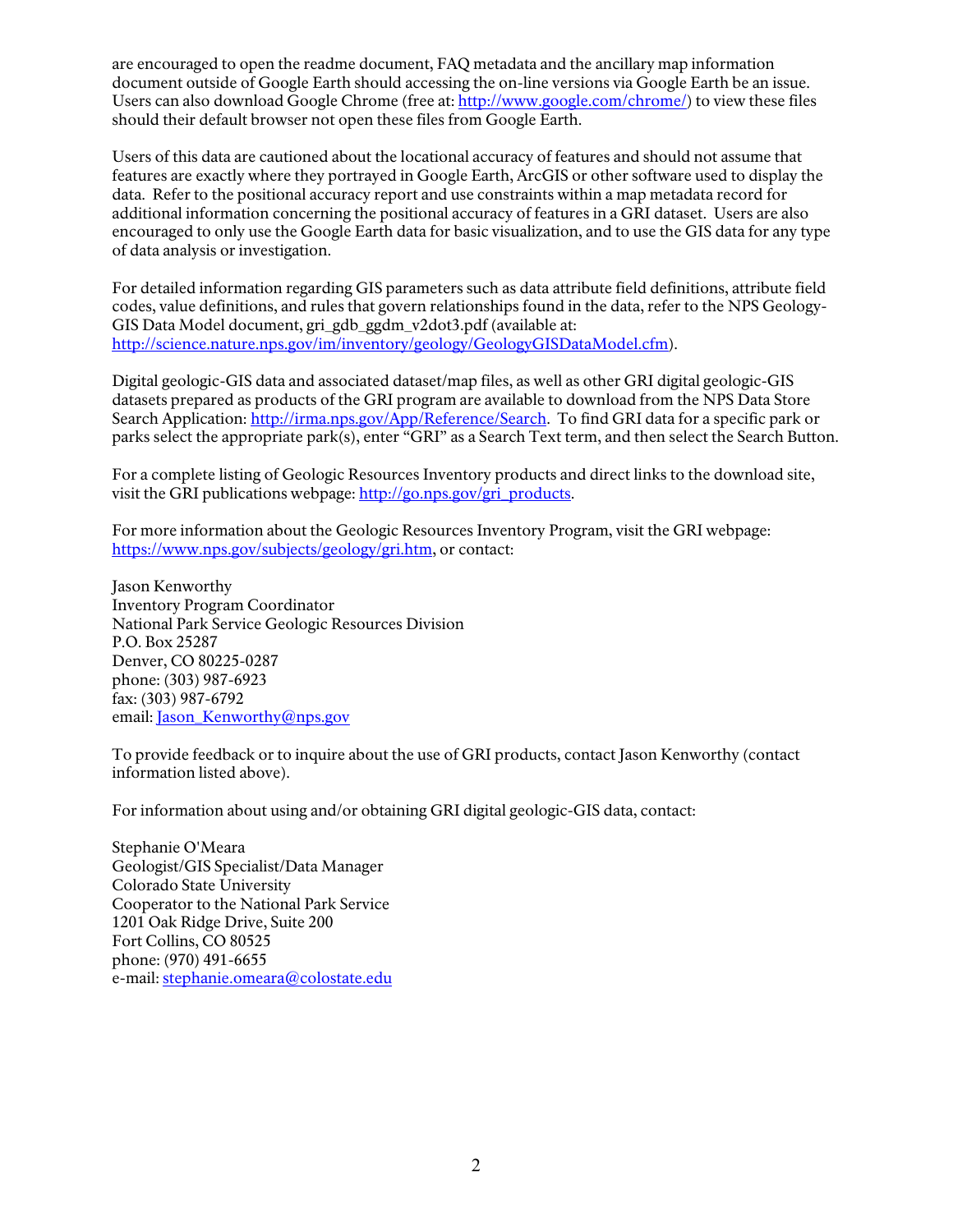are encouraged to open the readme document, FAQ metadata and the ancillary map information document outside of Google Earth should accessing the on-line versions via Google Earth be an issue. Users can also download Google Chrome (free at: http://www.google.com/chrome/) to view these files should their default browser not open these files from Google Earth.

Users of this data are cautioned about the locational accuracy of features and should not assume that features are exactly where they portrayed in Google Earth, ArcGIS or other software used to display the data. Refer to the positional accuracy report and use constraints within a map metadata record for additional information concerning the positional accuracy of features in a GRI dataset. Users are also encouraged to only use the Google Earth data for basic visualization, and to use the GIS data for any type of data analysis or investigation.

For detailed information regarding GIS parameters such as data attribute field definitions, attribute field codes, value definitions, and rules that govern relationships found in the data, refer to the NPS Geology-GIS Data Model document, gri_gdb_ggdm_v2dot3.pdf (available at: http://science.nature.nps.gov/im/inventory/geology/GeologyGISDataModel.cfm).

Digital geologic-GIS data and associated dataset/map files, as well as other GRI digital geologic-GIS datasets prepared as products of the GRI program are available to download from the NPS Data Store Search Application: http://irma.nps.gov/App/Reference/Search. To find GRI data for a specific park or parks select the appropriate park(s), enter "GRI" as a Search Text term, and then select the Search Button.

For a complete listing of Geologic Resources Inventory products and direct links to the download site, visit the GRI publications webpage: http://go.nps.gov/gri_products.

For more information about the Geologic Resources Inventory Program, visit the GRI webpage: https://www.nps.gov/subjects/geology/gri.htm, or contact:

Jason Kenworthy
Inventory Program Coordinator
National Park Service Geologic Resources Division
P.O. Box 25287
Denver, CO 80225-0287
phone: (303) 987-6923
fax: (303) 987-6792
email: Jason_Kenworthy@nps.gov

To provide feedback or to inquire about the use of GRI products, contact Jason Kenworthy (contact information listed above).

For information about using and/or obtaining GRI digital geologic-GIS data, contact:

Stephanie O'Meara
Geologist/GIS Specialist/Data Manager
Colorado State University
Cooperator to the National Park Service
1201 Oak Ridge Drive, Suite 200
Fort Collins, CO 80525
phone: (970) 491-6655
e-mail: stephanie.omeara@colostate.edu